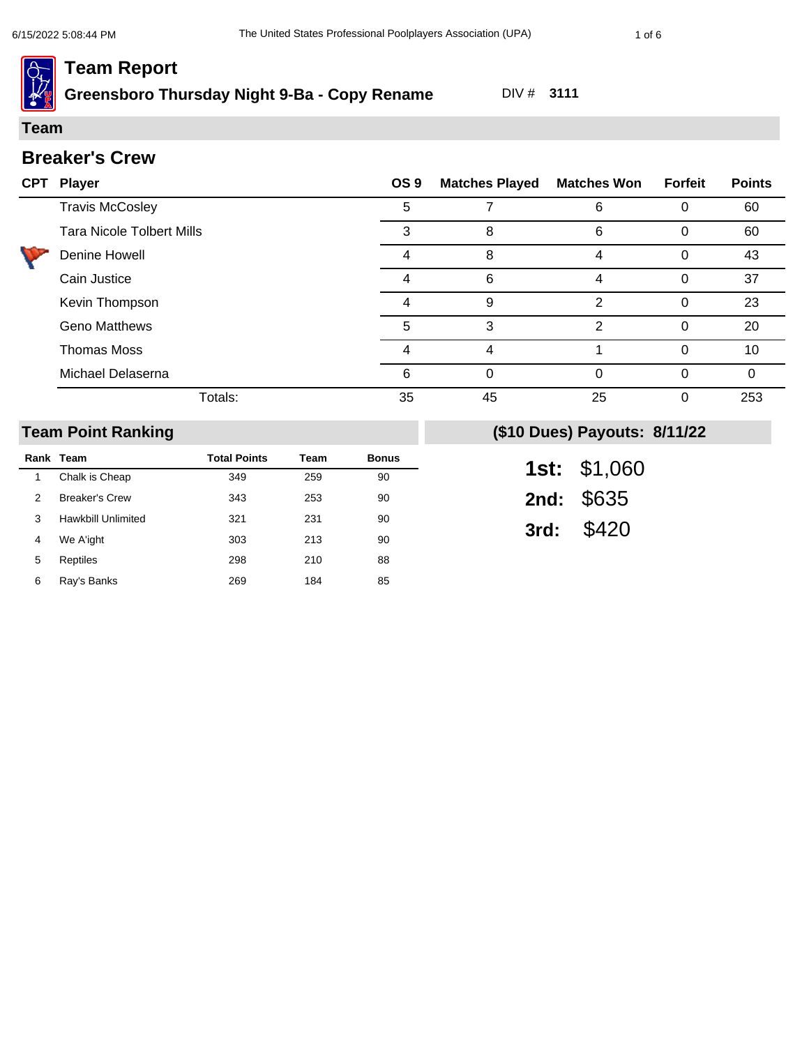# Team Report

## Greensboro Thursday Night 9-Ba - Copy Rename

DIV # **3111**

## Team

### Breaker's Crew

| CPT | Player | OS 9 | Matches Played | Matches Won | Forfeit | Points |
|---|---|---|---|---|---|---|
| | Travis McCosley | 5 | 7 | 6 | 0 | 60 |
| | Tara Nicole Tolbert Mills | 3 | 8 | 6 | 0 | 60 |
| | Denine Howell | 4 | 8 | 4 | 0 | 43 |
| | Cain Justice | 4 | 6 | 4 | 0 | 37 |
| | Kevin Thompson | 4 | 9 | 2 | 0 | 23 |
| | Geno Matthews | 5 | 3 | 2 | 0 | 20 |
| | Thomas Moss | 4 | 4 | 1 | 0 | 10 |
| | Michael Delaserna | 6 | 0 | 0 | 0 | 0 |
| | Totals: | 35 | 45 | 25 | 0 | 253 |

## Team Point Ranking

| Rank | Team | Total Points | Team | Bonus |
|---|---|---|---|---|
| 1 | Chalk is Cheap | 349 | 259 | 90 |
| 2 | Breaker's Crew | 343 | 253 | 90 |
| 3 | Hawkbill Unlimited | 321 | 231 | 90 |
| 4 | We A'ight | 303 | 213 | 90 |
| 5 | Reptiles | 298 | 210 | 88 |
| 6 | Ray's Banks | 269 | 184 | 85 |

## ($10 Dues) Payouts: 8/11/22

**1st:** $1,060

**2nd:** $635

**3rd:** $420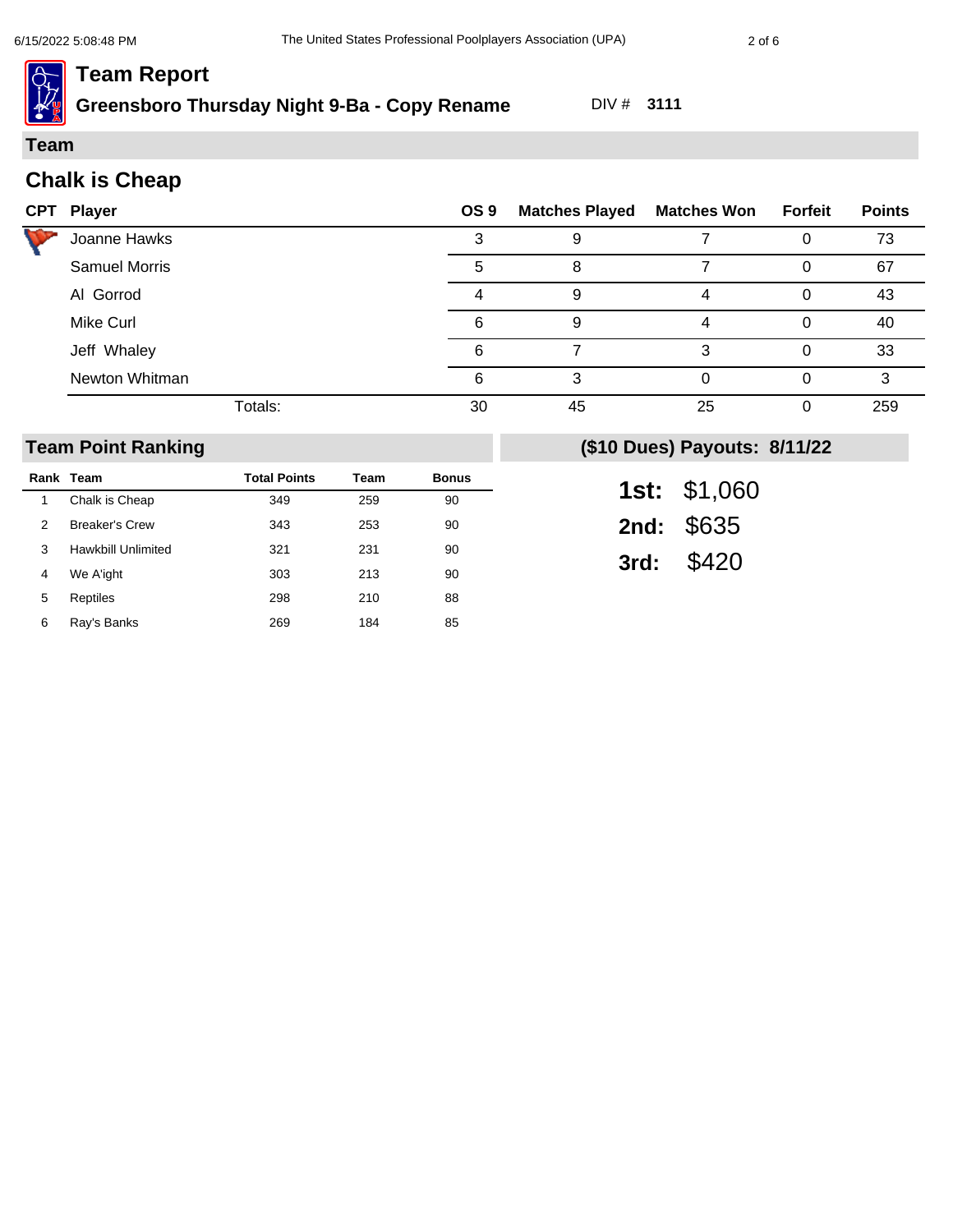# Team Report

## Greensboro Thursday Night 9-Ba - Copy Rename

DIV # **3111**

## Team

### Chalk is Cheap

| CPT | Player | OS 9 | Matches Played | Matches Won | Forfeit | Points |
|---|---|---|---|---|---|---|
| | Joanne Hawks | 3 | 9 | 7 | 0 | 73 |
| | Samuel Morris | 5 | 8 | 7 | 0 | 67 |
| | Al Gorrod | 4 | 9 | 4 | 0 | 43 |
| | Mike Curl | 6 | 9 | 4 | 0 | 40 |
| | Jeff Whaley | 6 | 7 | 3 | 0 | 33 |
| | Newton Whitman | 6 | 3 | 0 | 0 | 3 |
| | Totals: | 30 | 45 | 25 | 0 | 259 |

## Team Point Ranking

| Rank | Team | Total Points | Team | Bonus |
|---|---|---|---|---|
| 1 | Chalk is Cheap | 349 | 259 | 90 |
| 2 | Breaker's Crew | 343 | 253 | 90 |
| 3 | Hawkbill Unlimited | 321 | 231 | 90 |
| 4 | We A'ight | 303 | 213 | 90 |
| 5 | Reptiles | 298 | 210 | 88 |
| 6 | Ray's Banks | 269 | 184 | 85 |

## ($10 Dues) Payouts: 8/11/22

**1st:** $1,060

**2nd:** $635

**3rd:** $420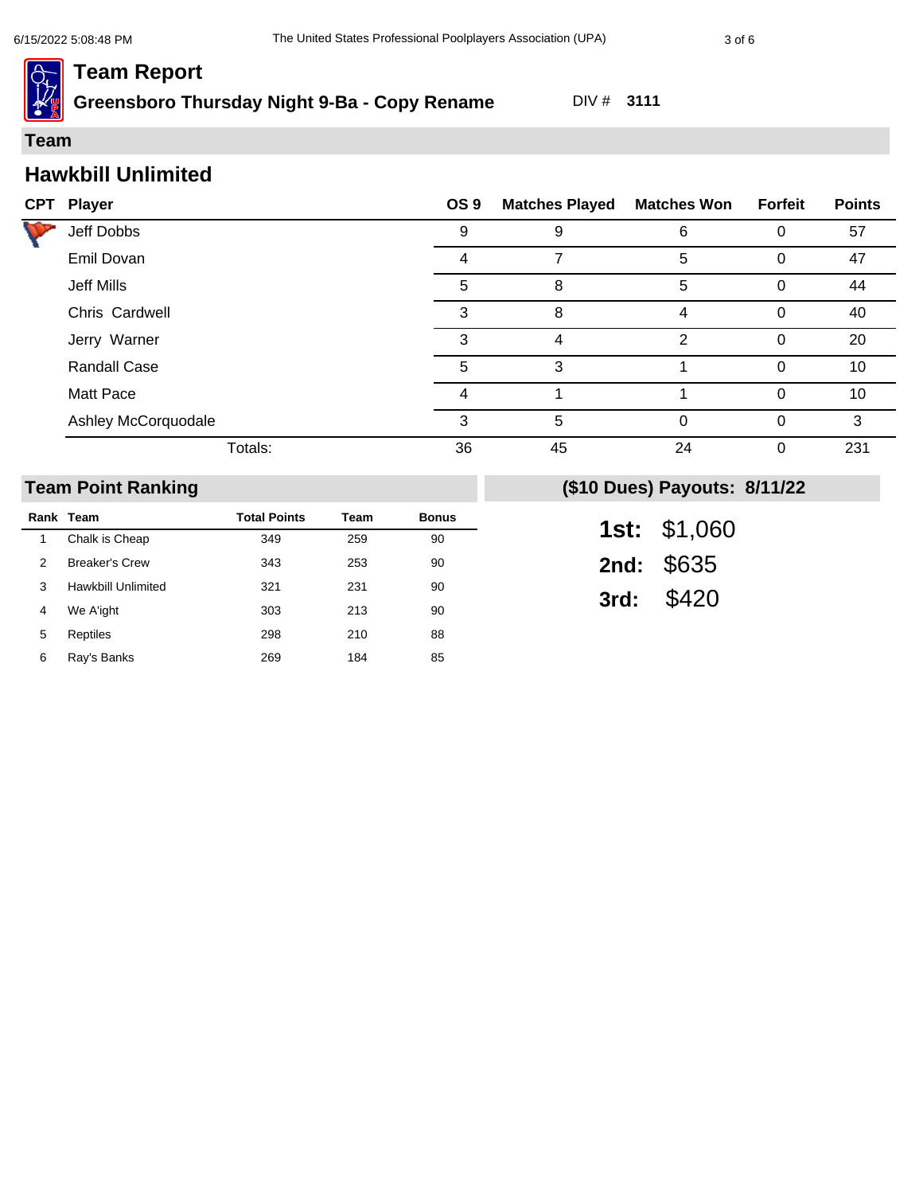# Team Report

## Greensboro Thursday Night 9-Ba - Copy Rename

DIV # **3111**

## Team

### Hawkbill Unlimited

| CPT | Player | OS 9 | Matches Played | Matches Won | Forfeit | Points |
|---|---|---|---|---|---|---|
| | Jeff Dobbs | 9 | 9 | 6 | 0 | 57 |
| | Emil Dovan | 4 | 7 | 5 | 0 | 47 |
| | Jeff Mills | 5 | 8 | 5 | 0 | 44 |
| | Chris Cardwell | 3 | 8 | 4 | 0 | 40 |
| | Jerry Warner | 3 | 4 | 2 | 0 | 20 |
| | Randall Case | 5 | 3 | 1 | 0 | 10 |
| | Matt Pace | 4 | 1 | 1 | 0 | 10 |
| | Ashley McCorquodale | 3 | 5 | 0 | 0 | 3 |
| | Totals: | 36 | 45 | 24 | 0 | 231 |

## Team Point Ranking

| Rank | Team | Total Points | Team | Bonus |
|---|---|---|---|---|
| 1 | Chalk is Cheap | 349 | 259 | 90 |
| 2 | Breaker's Crew | 343 | 253 | 90 |
| 3 | Hawkbill Unlimited | 321 | 231 | 90 |
| 4 | We A'ight | 303 | 213 | 90 |
| 5 | Reptiles | 298 | 210 | 88 |
| 6 | Ray's Banks | 269 | 184 | 85 |

## ($10 Dues) Payouts: 8/11/22

**1st:** $1,060

**2nd:** $635

**3rd:** $420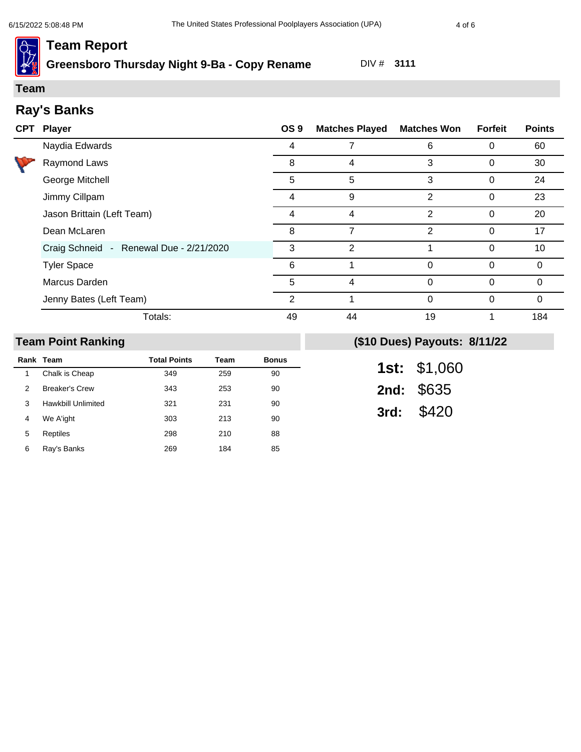# Team Report

## Greensboro Thursday Night 9-Ba - Copy Rename

DIV # **3111**

## Team

### Ray's Banks

| CPT | Player | OS 9 | Matches Played | Matches Won | Forfeit | Points |
|---|---|---|---|---|---|---|
| | Naydia Edwards | 4 | 7 | 6 | 0 | 60 |
| CPT | Raymond Laws | 8 | 4 | 3 | 0 | 30 |
| | George Mitchell | 5 | 5 | 3 | 0 | 24 |
| | Jimmy Cillpam | 4 | 9 | 2 | 0 | 23 |
| | Jason Brittain (Left Team) | 4 | 4 | 2 | 0 | 20 |
| | Dean McLaren | 8 | 7 | 2 | 0 | 17 |
| | Craig Schneid - Renewal Due - 2/21/2020 | 3 | 2 | 1 | 0 | 10 |
| | Tyler Space | 6 | 1 | 0 | 0 | 0 |
| | Marcus Darden | 5 | 4 | 0 | 0 | 0 |
| | Jenny Bates (Left Team) | 2 | 1 | 0 | 0 | 0 |
| | Totals: | 49 | 44 | 19 | 1 | 184 |

## Team Point Ranking

| Rank | Team | Total Points | Team | Bonus |
|---|---|---|---|---|
| 1 | Chalk is Cheap | 349 | 259 | 90 |
| 2 | Breaker's Crew | 343 | 253 | 90 |
| 3 | Hawkbill Unlimited | 321 | 231 | 90 |
| 4 | We A'ight | 303 | 213 | 90 |
| 5 | Reptiles | 298 | 210 | 88 |
| 6 | Ray's Banks | 269 | 184 | 85 |

## ($10 Dues) Payouts: 8/11/22

**1st:** $1,060

**2nd:** $635

**3rd:** $420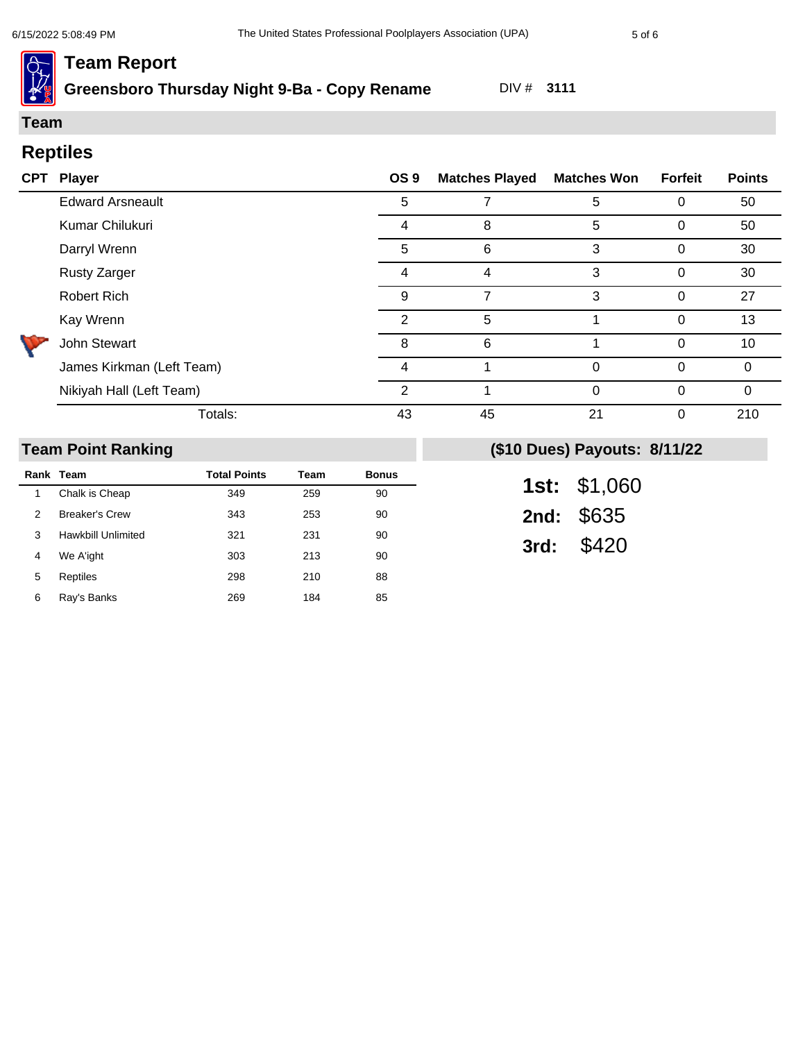# Team Report

## Greensboro Thursday Night 9-Ba - Copy Rename

DIV # **3111**

## Team

### Reptiles

| CPT | Player | OS 9 | Matches Played | Matches Won | Forfeit | Points |
|---|---|---|---|---|---|---|
| | Edward Arsneault | 5 | 7 | 5 | 0 | 50 |
| | Kumar Chilukuri | 4 | 8 | 5 | 0 | 50 |
| | Darryl Wrenn | 5 | 6 | 3 | 0 | 30 |
| | Rusty Zarger | 4 | 4 | 3 | 0 | 30 |
| | Robert Rich | 9 | 7 | 3 | 0 | 27 |
| | Kay Wrenn | 2 | 5 | 1 | 0 | 13 |
| | John Stewart | 8 | 6 | 1 | 0 | 10 |
| | James Kirkman (Left Team) | 4 | 1 | 0 | 0 | 0 |
| | Nikiyah Hall (Left Team) | 2 | 1 | 0 | 0 | 0 |
| | Totals: | 43 | 45 | 21 | 0 | 210 |

## Team Point Ranking

| Rank | Team | Total Points | Team | Bonus |
|---|---|---|---|---|
| 1 | Chalk is Cheap | 349 | 259 | 90 |
| 2 | Breaker's Crew | 343 | 253 | 90 |
| 3 | Hawkbill Unlimited | 321 | 231 | 90 |
| 4 | We A'ight | 303 | 213 | 90 |
| 5 | Reptiles | 298 | 210 | 88 |
| 6 | Ray's Banks | 269 | 184 | 85 |

## ($10 Dues) Payouts: 8/11/22

**1st:** $1,060

**2nd:** $635

**3rd:** $420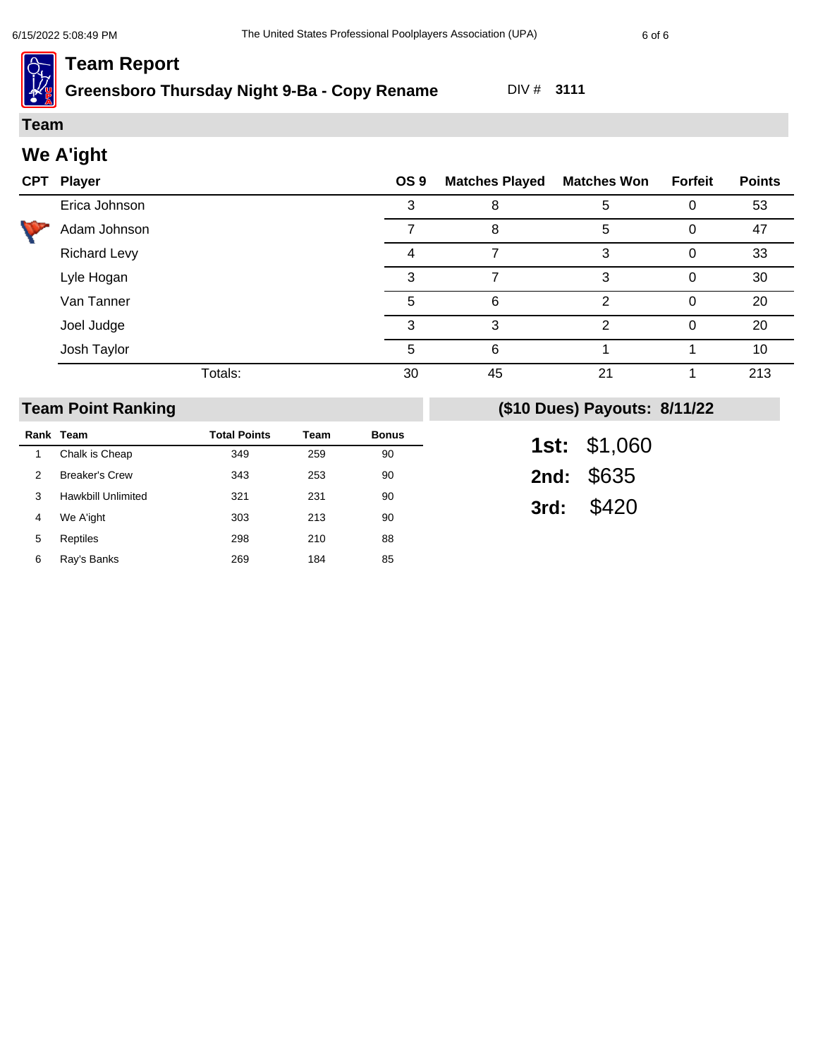# Team Report

## Greensboro Thursday Night 9-Ba - Copy Rename

DIV # **3111**

### Team

## We A'ight

| CPT | Player | OS 9 | Matches Played | Matches Won | Forfeit | Points |
|---|---|---|---|---|---|---|
| | Erica Johnson | 3 | 8 | 5 | 0 | 53 |
| | Adam Johnson | 7 | 8 | 5 | 0 | 47 |
| | Richard Levy | 4 | 7 | 3 | 0 | 33 |
| | Lyle Hogan | 3 | 7 | 3 | 0 | 30 |
| | Van Tanner | 5 | 6 | 2 | 0 | 20 |
| | Joel Judge | 3 | 3 | 2 | 0 | 20 |
| | Josh Taylor | 5 | 6 | 1 | 1 | 10 |
| | Totals: | 30 | 45 | 21 | 1 | 213 |

### Team Point Ranking

| Rank | Team | Total Points | Team | Bonus |
|---|---|---|---|---|
| 1 | Chalk is Cheap | 349 | 259 | 90 |
| 2 | Breaker's Crew | 343 | 253 | 90 |
| 3 | Hawkbill Unlimited | 321 | 231 | 90 |
| 4 | We A'ight | 303 | 213 | 90 |
| 5 | Reptiles | 298 | 210 | 88 |
| 6 | Ray's Banks | 269 | 184 | 85 |

### ($10 Dues) Payouts: 8/11/22

**1st:** $1,060

**2nd:** $635

**3rd:** $420